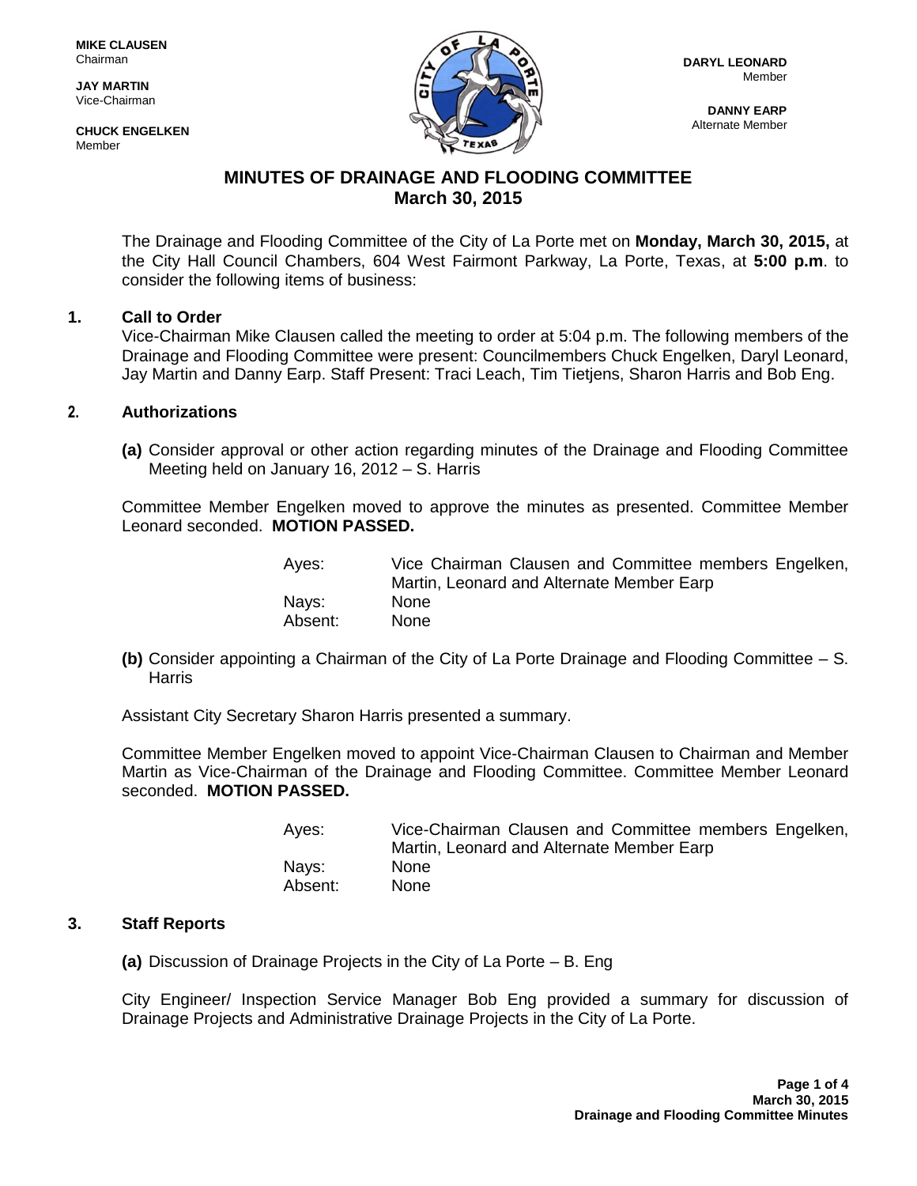**MIKE CLAUSEN**
Chairman

**JAY MARTIN**
Vice-Chairman

**CHUCK ENGELKEN**
Member

**DARYL LEONARD**
Member

**DANNY EARP**
Alternate Member

# MINUTES OF DRAINAGE AND FLOODING COMMITTEE
## March 30, 2015

The Drainage and Flooding Committee of the City of La Porte met on **Monday, March 30, 2015,** at the City Hall Council Chambers, 604 West Fairmont Parkway, La Porte, Texas, at **5:00 p.m**. to consider the following items of business:

### 1. Call to Order

Vice-Chairman Mike Clausen called the meeting to order at 5:04 p.m. The following members of the Drainage and Flooding Committee were present: Councilmembers Chuck Engelken, Daryl Leonard, Jay Martin and Danny Earp. Staff Present: Traci Leach, Tim Tietjens, Sharon Harris and Bob Eng.

### 2. Authorizations

**(a)** Consider approval or other action regarding minutes of the Drainage and Flooding Committee Meeting held on January 16, 2012 – S. Harris

Committee Member Engelken moved to approve the minutes as presented. Committee Member Leonard seconded. **MOTION PASSED.**

| | |
|---|---|
| Ayes: | Vice Chairman Clausen and Committee members Engelken, Martin, Leonard and Alternate Member Earp |
| Nays: | None |
| Absent: | None |

**(b)** Consider appointing a Chairman of the City of La Porte Drainage and Flooding Committee – S. Harris

Assistant City Secretary Sharon Harris presented a summary.

Committee Member Engelken moved to appoint Vice-Chairman Clausen to Chairman and Member Martin as Vice-Chairman of the Drainage and Flooding Committee. Committee Member Leonard seconded. **MOTION PASSED.**

| | |
|---|---|
| Ayes: | Vice-Chairman Clausen and Committee members Engelken, Martin, Leonard and Alternate Member Earp |
| Nays: | None |
| Absent: | None |

### 3. Staff Reports

**(a)** Discussion of Drainage Projects in the City of La Porte – B. Eng

City Engineer/ Inspection Service Manager Bob Eng provided a summary for discussion of Drainage Projects and Administrative Drainage Projects in the City of La Porte.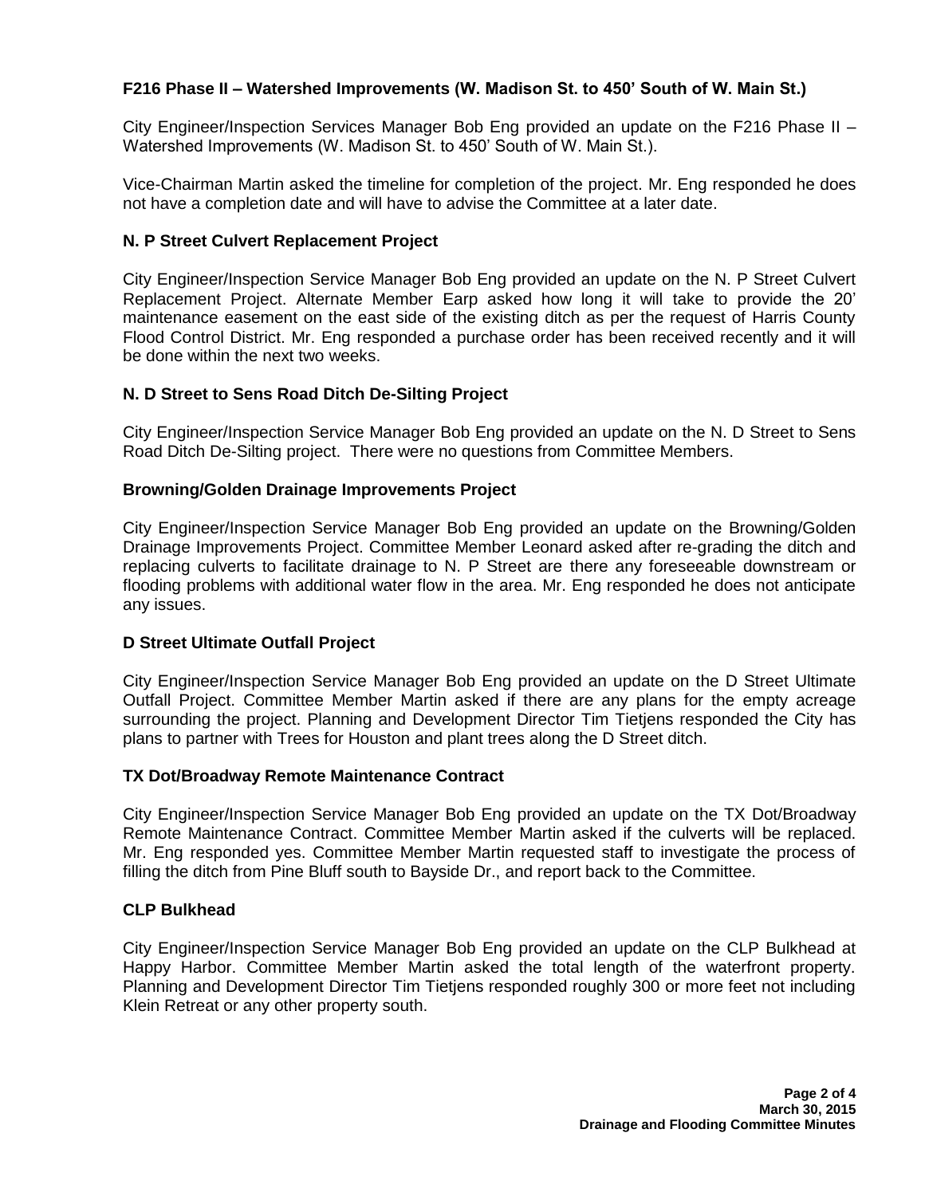**F216 Phase II – Watershed Improvements (W. Madison St. to 450' South of W. Main St.)**

City Engineer/Inspection Services Manager Bob Eng provided an update on the F216 Phase II – Watershed Improvements (W. Madison St. to 450' South of W. Main St.).

Vice-Chairman Martin asked the timeline for completion of the project. Mr. Eng responded he does not have a completion date and will have to advise the Committee at a later date.

**N. P Street Culvert Replacement Project**

City Engineer/Inspection Service Manager Bob Eng provided an update on the N. P Street Culvert Replacement Project. Alternate Member Earp asked how long it will take to provide the 20' maintenance easement on the east side of the existing ditch as per the request of Harris County Flood Control District. Mr. Eng responded a purchase order has been received recently and it will be done within the next two weeks.

**N. D Street to Sens Road Ditch De-Silting Project**

City Engineer/Inspection Service Manager Bob Eng provided an update on the N. D Street to Sens Road Ditch De-Silting project. There were no questions from Committee Members.

**Browning/Golden Drainage Improvements Project**

City Engineer/Inspection Service Manager Bob Eng provided an update on the Browning/Golden Drainage Improvements Project. Committee Member Leonard asked after re-grading the ditch and replacing culverts to facilitate drainage to N. P Street are there any foreseeable downstream or flooding problems with additional water flow in the area. Mr. Eng responded he does not anticipate any issues.

**D Street Ultimate Outfall Project**

City Engineer/Inspection Service Manager Bob Eng provided an update on the D Street Ultimate Outfall Project. Committee Member Martin asked if there are any plans for the empty acreage surrounding the project. Planning and Development Director Tim Tietjens responded the City has plans to partner with Trees for Houston and plant trees along the D Street ditch.

**TX Dot/Broadway Remote Maintenance Contract**

City Engineer/Inspection Service Manager Bob Eng provided an update on the TX Dot/Broadway Remote Maintenance Contract. Committee Member Martin asked if the culverts will be replaced. Mr. Eng responded yes. Committee Member Martin requested staff to investigate the process of filling the ditch from Pine Bluff south to Bayside Dr., and report back to the Committee.

**CLP Bulkhead**

City Engineer/Inspection Service Manager Bob Eng provided an update on the CLP Bulkhead at Happy Harbor. Committee Member Martin asked the total length of the waterfront property. Planning and Development Director Tim Tietjens responded roughly 300 or more feet not including Klein Retreat or any other property south.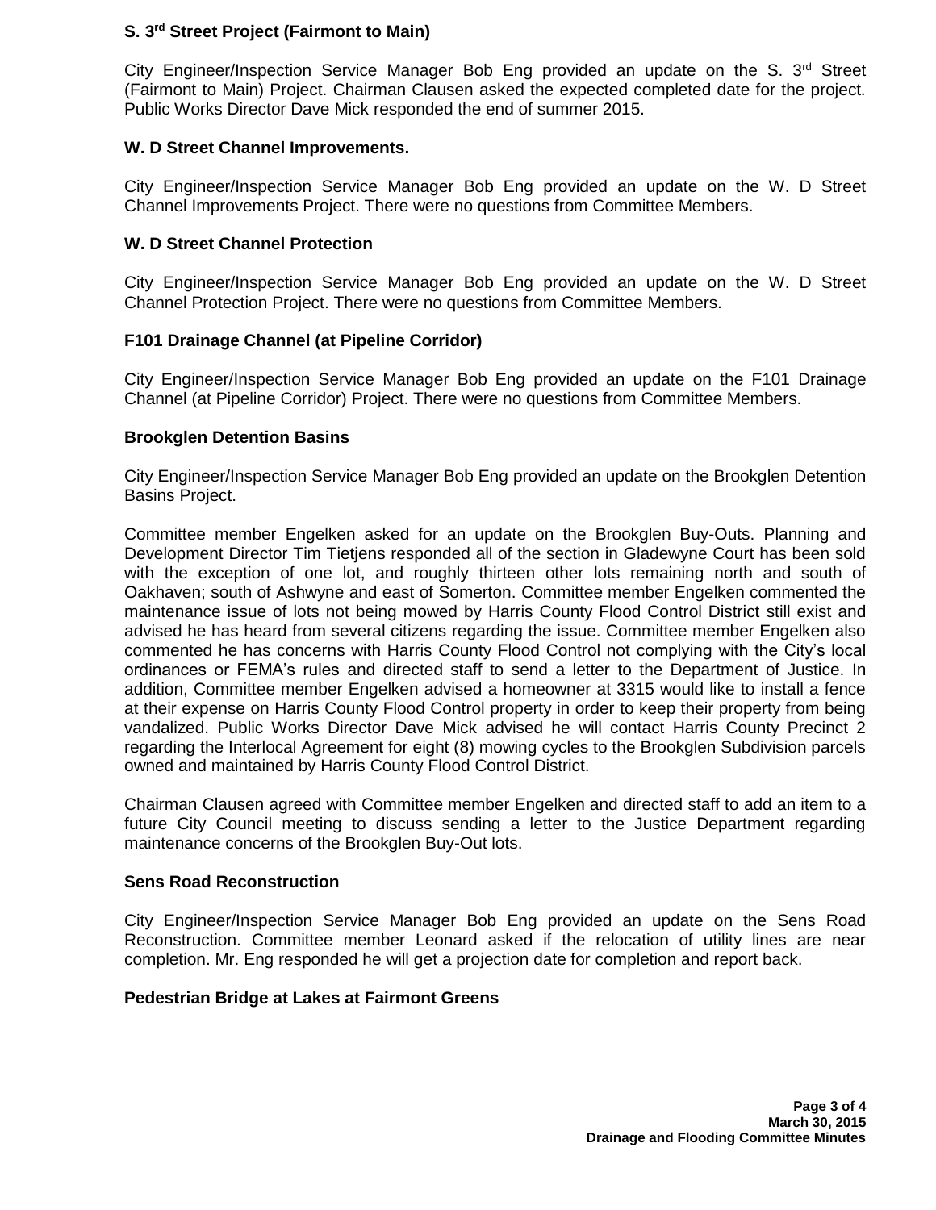### S. 3rd Street Project (Fairmont to Main)

City Engineer/Inspection Service Manager Bob Eng provided an update on the S. 3rd Street (Fairmont to Main) Project. Chairman Clausen asked the expected completed date for the project. Public Works Director Dave Mick responded the end of summer 2015.

### W. D Street Channel Improvements.

City Engineer/Inspection Service Manager Bob Eng provided an update on the W. D Street Channel Improvements Project. There were no questions from Committee Members.

### W. D Street Channel Protection

City Engineer/Inspection Service Manager Bob Eng provided an update on the W. D Street Channel Protection Project. There were no questions from Committee Members.

### F101 Drainage Channel (at Pipeline Corridor)

City Engineer/Inspection Service Manager Bob Eng provided an update on the F101 Drainage Channel (at Pipeline Corridor) Project. There were no questions from Committee Members.

### Brookglen Detention Basins

City Engineer/Inspection Service Manager Bob Eng provided an update on the Brookglen Detention Basins Project.

Committee member Engelken asked for an update on the Brookglen Buy-Outs. Planning and Development Director Tim Tietjens responded all of the section in Gladewyne Court has been sold with the exception of one lot, and roughly thirteen other lots remaining north and south of Oakhaven; south of Ashwyne and east of Somerton. Committee member Engelken commented the maintenance issue of lots not being mowed by Harris County Flood Control District still exist and advised he has heard from several citizens regarding the issue. Committee member Engelken also commented he has concerns with Harris County Flood Control not complying with the City's local ordinances or FEMA's rules and directed staff to send a letter to the Department of Justice. In addition, Committee member Engelken advised a homeowner at 3315 would like to install a fence at their expense on Harris County Flood Control property in order to keep their property from being vandalized. Public Works Director Dave Mick advised he will contact Harris County Precinct 2 regarding the Interlocal Agreement for eight (8) mowing cycles to the Brookglen Subdivision parcels owned and maintained by Harris County Flood Control District.

Chairman Clausen agreed with Committee member Engelken and directed staff to add an item to a future City Council meeting to discuss sending a letter to the Justice Department regarding maintenance concerns of the Brookglen Buy-Out lots.

### Sens Road Reconstruction

City Engineer/Inspection Service Manager Bob Eng provided an update on the Sens Road Reconstruction. Committee member Leonard asked if the relocation of utility lines are near completion. Mr. Eng responded he will get a projection date for completion and report back.

### Pedestrian Bridge at Lakes at Fairmont Greens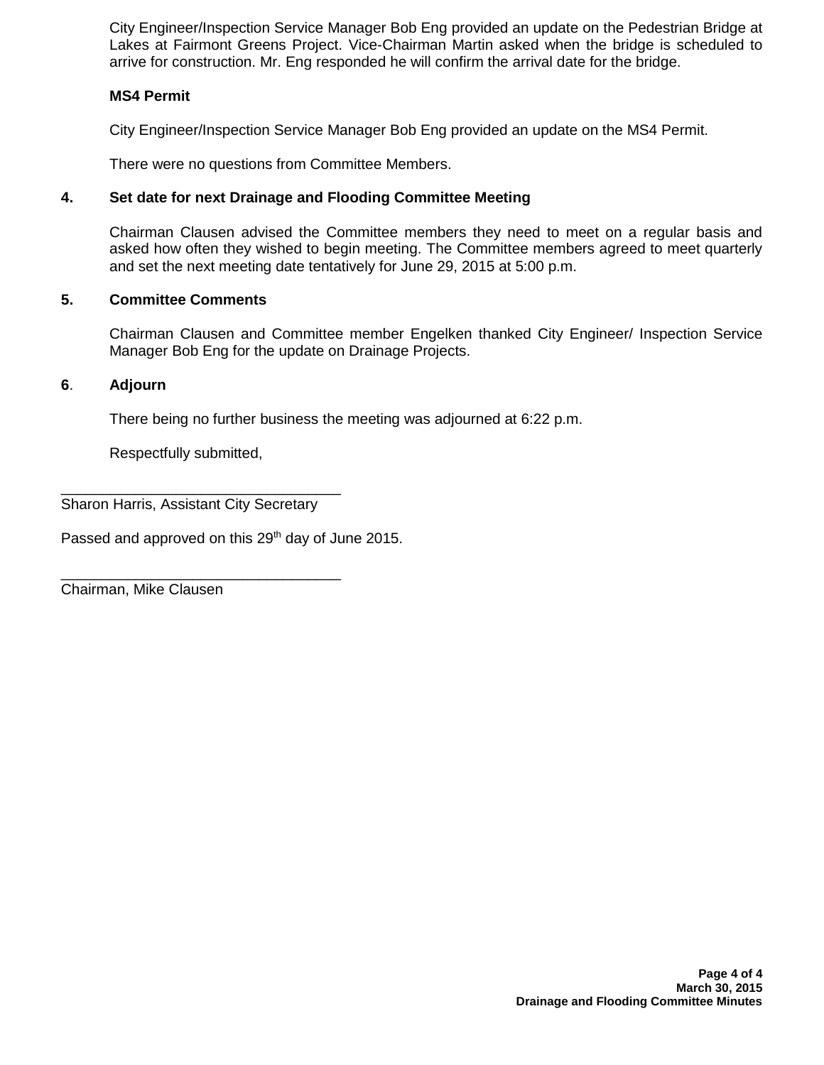City Engineer/Inspection Service Manager Bob Eng provided an update on the Pedestrian Bridge at Lakes at Fairmont Greens Project. Vice-Chairman Martin asked when the bridge is scheduled to arrive for construction. Mr. Eng responded he will confirm the arrival date for the bridge.

**MS4 Permit**

City Engineer/Inspection Service Manager Bob Eng provided an update on the MS4 Permit.

There were no questions from Committee Members.

**4. Set date for next Drainage and Flooding Committee Meeting**

Chairman Clausen advised the Committee members they need to meet on a regular basis and asked how often they wished to begin meeting. The Committee members agreed to meet quarterly and set the next meeting date tentatively for June 29, 2015 at 5:00 p.m.

**5. Committee Comments**

Chairman Clausen and Committee member Engelken thanked City Engineer/ Inspection Service Manager Bob Eng for the update on Drainage Projects.

**6. Adjourn**

There being no further business the meeting was adjourned at 6:22 p.m.

Respectfully submitted,

\_\_\_\_\_\_\_\_\_\_\_\_\_\_\_\_\_\_\_\_\_\_\_\_\_\_\_\_\_\_\_\_\_\_
Sharon Harris, Assistant City Secretary

Passed and approved on this 29th day of June 2015.

\_\_\_\_\_\_\_\_\_\_\_\_\_\_\_\_\_\_\_\_\_\_\_\_\_\_\_\_\_\_\_\_\_\_
Chairman, Mike Clausen